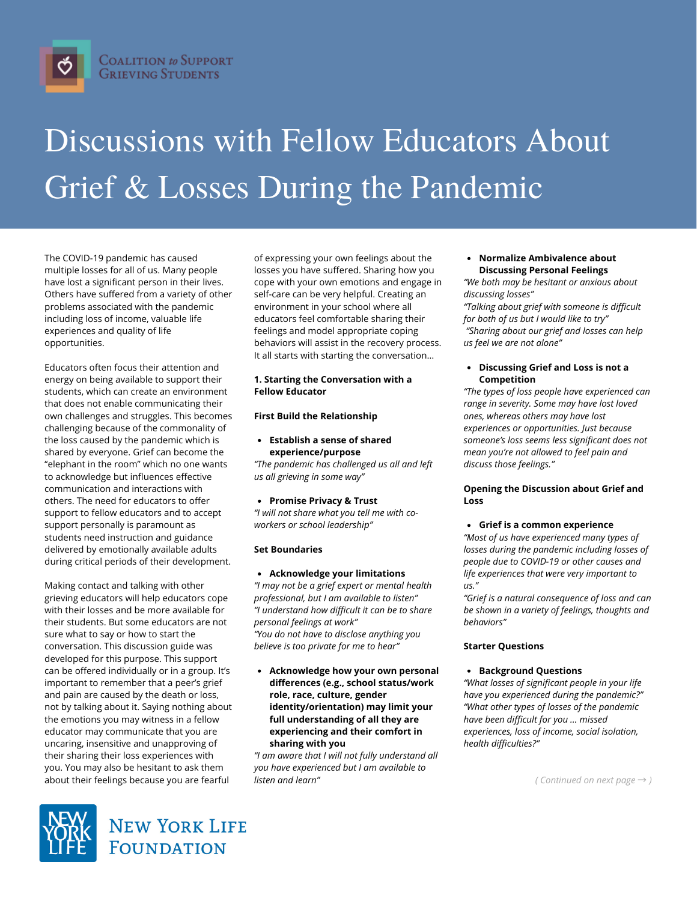Coalition to Support Grieving Students

# Discussions with Fellow Educators About Grief & Losses During the Pandemic

The COVID-19 pandemic has caused multiple losses for all of us. Many people have lost a significant person in their lives. Others have suffered from a variety of other problems associated with the pandemic including loss of income, valuable life experiences and quality of life opportunities.

Educators often focus their attention and energy on being available to support their students, which can create an environment that does not enable communicating their own challenges and struggles. This becomes challenging because of the commonality of the loss caused by the pandemic which is shared by everyone. Grief can become the "elephant in the room" which no one wants to acknowledge but influences effective communication and interactions with others. The need for educators to offer support to fellow educators and to accept support personally is paramount as students need instruction and guidance delivered by emotionally available adults during critical periods of their development.

Making contact and talking with other grieving educators will help educators cope with their losses and be more available for their students. But some educators are not sure what to say or how to start the conversation. This discussion guide was developed for this purpose. This support can be offered individually or in a group. It's important to remember that a peer's grief and pain are caused by the death or loss, not by talking about it. Saying nothing about the emotions you may witness in a fellow educator may communicate that you are uncaring, insensitive and unapproving of their sharing their loss experiences with you. You may also be hesitant to ask them about their feelings because you are fearful of expressing your own feelings about the losses you have suffered. Sharing how you cope with your own emotions and engage in self-care can be very helpful. Creating an environment in your school where all educators feel comfortable sharing their feelings and model appropriate coping behaviors will assist in the recovery process. It all starts with starting the conversation...

### 1. Starting the Conversation with a Fellow Educator

#### First Build the Relationship

- **Establish a sense of shared experience/purpose**

*"The pandemic has challenged us all and left us all grieving in some way"*

- **Promise Privacy & Trust**

*"I will not share what you tell me with co-workers or school leadership"*

#### Set Boundaries

- **Acknowledge your limitations**

*"I may not be a grief expert or mental health professional, but I am available to listen"*
*"I understand how difficult it can be to share personal feelings at work"*
*"You do not have to disclose anything you believe is too private for me to hear"*

- **Acknowledge how your own personal differences (e.g., school status/work role, race, culture, gender identity/orientation) may limit your full understanding of all they are experiencing and their comfort in sharing with you**

*"I am aware that I will not fully understand all you have experienced but I am available to listen and learn"*

- **Normalize Ambivalence about Discussing Personal Feelings**

*"We both may be hesitant or anxious about discussing losses"*
*"Talking about grief with someone is difficult for both of us but I would like to try"*
*"Sharing about our grief and losses can help us feel we are not alone"*

- **Discussing Grief and Loss is not a Competition**

*"The types of loss people have experienced can range in severity. Some may have lost loved ones, whereas others may have lost experiences or opportunities. Just because someone's loss seems less significant does not mean you're not allowed to feel pain and discuss those feelings."*

#### Opening the Discussion about Grief and Loss

- **Grief is a common experience**

*"Most of us have experienced many types of losses during the pandemic including losses of people due to COVID-19 or other causes and life experiences that were very important to us."*
*"Grief is a natural consequence of loss and can be shown in a variety of feelings, thoughts and behaviors"*

#### Starter Questions

- **Background Questions**

*"What losses of significant people in your life have you experienced during the pandemic?"*
*"What other types of losses of the pandemic have been difficult for you ... missed experiences, loss of income, social isolation, health difficulties?"*

*( Continued on next page → )*

New York Life Foundation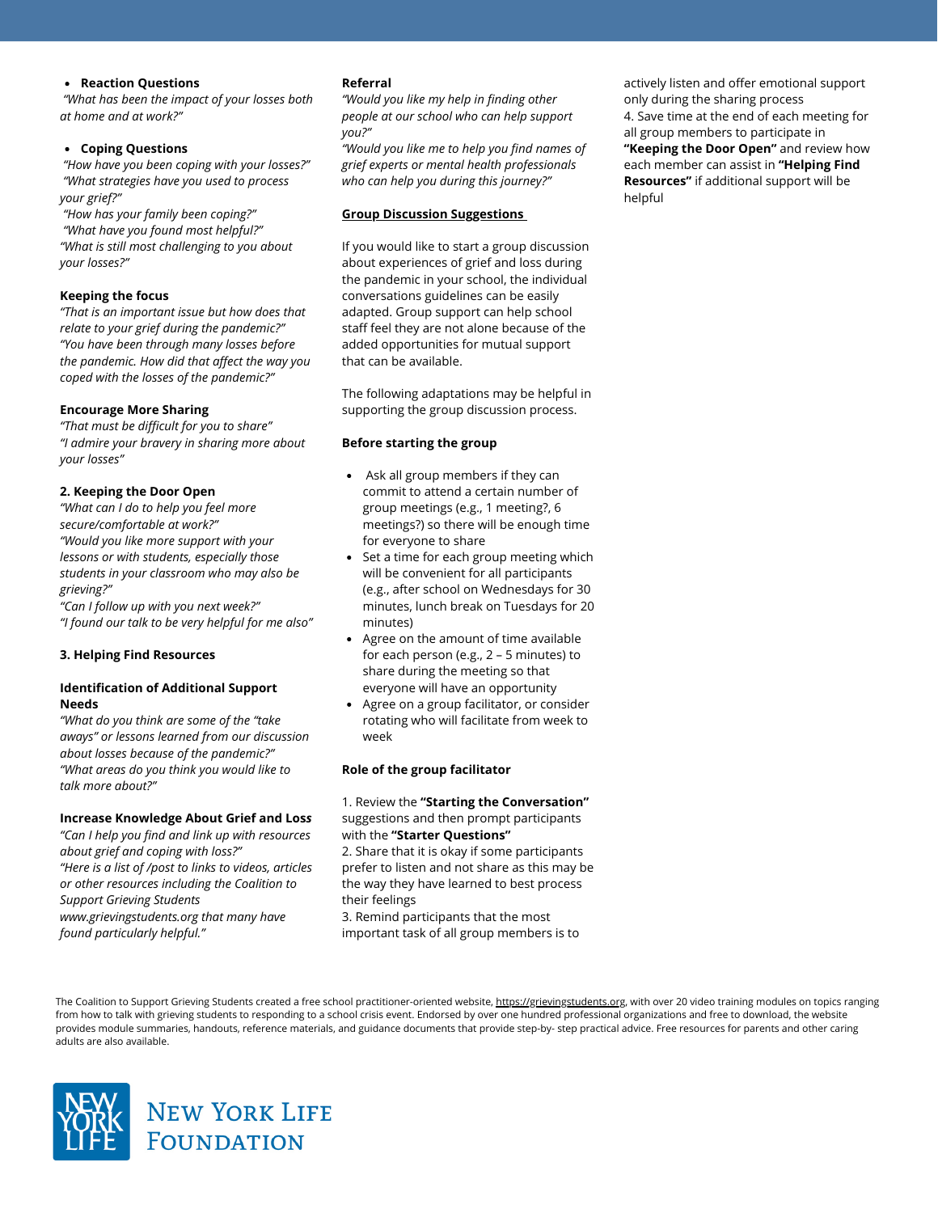- **Reaction Questions**

*"What has been the impact of your losses both at home and at work?"*

- **Coping Questions**

*"How have you been coping with your losses?"*
*"What strategies have you used to process your grief?"*
*"How has your family been coping?"*
*"What have you found most helpful?"*
*"What is still most challenging to you about your losses?"*

**Keeping the focus**

*"That is an important issue but how does that relate to your grief during the pandemic?"*
*"You have been through many losses before the pandemic. How did that affect the way you coped with the losses of the pandemic?"*

**Encourage More Sharing**

*"That must be difficult for you to share"*
*"I admire your bravery in sharing more about your losses"*

**2. Keeping the Door Open**

*"What can I do to help you feel more secure/comfortable at work?"*
*"Would you like more support with your lessons or with students, especially those students in your classroom who may also be grieving?"*
*"Can I follow up with you next week?"*
*"I found our talk to be very helpful for me also"*

**3. Helping Find Resources**

**Identification of Additional Support Needs**

*"What do you think are some of the "take aways" or lessons learned from our discussion about losses because of the pandemic?"*
*"What areas do you think you would like to talk more about?"*

**Increase Knowledge About Grief and Loss**

*"Can I help you find and link up with resources about grief and coping with loss?"*
*"Here is a list of /post to links to videos, articles or other resources including the Coalition to Support Grieving Students www.grievingstudents.org that many have found particularly helpful."*

**Referral**

*"Would you like my help in finding other people at our school who can help support you?"*
*"Would you like me to help you find names of grief experts or mental health professionals who can help you during this journey?"*

## Group Discussion Suggestions

If you would like to start a group discussion about experiences of grief and loss during the pandemic in your school, the individual conversations guidelines can be easily adapted. Group support can help school staff feel they are not alone because of the added opportunities for mutual support that can be available.

The following adaptations may be helpful in supporting the group discussion process.

**Before starting the group**

- Ask all group members if they can commit to attend a certain number of group meetings (e.g., 1 meeting?, 6 meetings?) so there will be enough time for everyone to share
- Set a time for each group meeting which will be convenient for all participants (e.g., after school on Wednesdays for 30 minutes, lunch break on Tuesdays for 20 minutes)
- Agree on the amount of time available for each person (e.g., 2 – 5 minutes) to share during the meeting so that everyone will have an opportunity
- Agree on a group facilitator, or consider rotating who will facilitate from week to week

**Role of the group facilitator**

1. Review the **"Starting the Conversation"** suggestions and then prompt participants with the **"Starter Questions"**
2. Share that it is okay if some participants prefer to listen and not share as this may be the way they have learned to best process their feelings
3. Remind participants that the most important task of all group members is to actively listen and offer emotional support only during the sharing process
4. Save time at the end of each meeting for all group members to participate in **"Keeping the Door Open"** and review how each member can assist in **"Helping Find Resources"** if additional support will be helpful

The Coalition to Support Grieving Students created a free school practitioner-oriented website, https://grievingstudents.org, with over 20 video training modules on topics ranging from how to talk with grieving students to responding to a school crisis event. Endorsed by over one hundred professional organizations and free to download, the website provides module summaries, handouts, reference materials, and guidance documents that provide step-by- step practical advice. Free resources for parents and other caring adults are also available.

New York Life Foundation